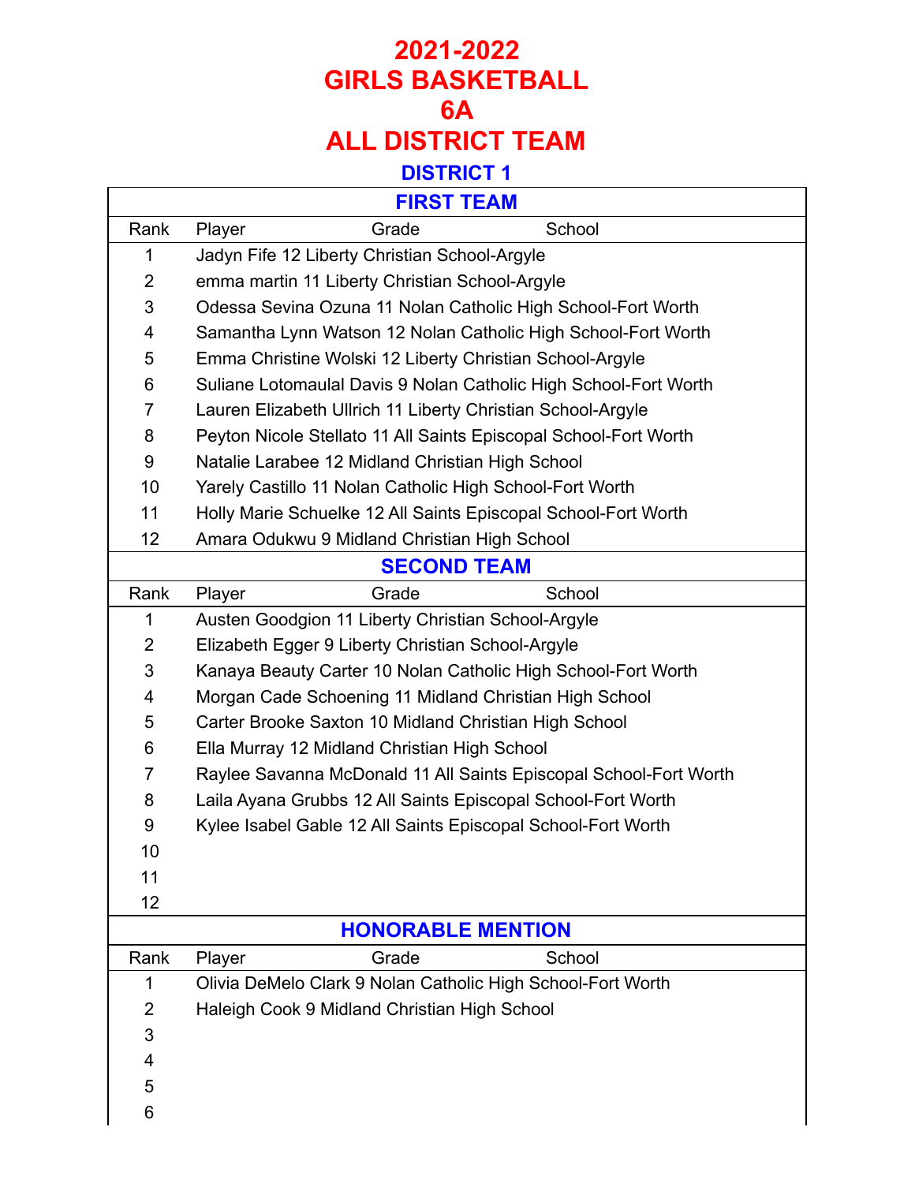# 2021-2022
# GIRLS BASKETBALL
# 6A
# ALL DISTRICT TEAM

## DISTRICT 1

### FIRST TEAM

| Rank | Player | Grade | School |
|---|---|---|---|
| 1 | Jadyn Fife | 12 | Liberty Christian School-Argyle |
| 2 | emma martin | 11 | Liberty Christian School-Argyle |
| 3 | Odessa Sevina Ozuna | 11 | Nolan Catholic High School-Fort Worth |
| 4 | Samantha Lynn Watson | 12 | Nolan Catholic High School-Fort Worth |
| 5 | Emma Christine Wolski | 12 | Liberty Christian School-Argyle |
| 6 | Suliane Lotomaulal Davis | 9 | Nolan Catholic High School-Fort Worth |
| 7 | Lauren Elizabeth Ullrich | 11 | Liberty Christian School-Argyle |
| 8 | Peyton Nicole Stellato | 11 | All Saints Episcopal School-Fort Worth |
| 9 | Natalie Larabee | 12 | Midland Christian High School |
| 10 | Yarely Castillo | 11 | Nolan Catholic High School-Fort Worth |
| 11 | Holly Marie Schuelke | 12 | All Saints Episcopal School-Fort Worth |
| 12 | Amara Odukwu | 9 | Midland Christian High School |

### SECOND TEAM

| Rank | Player | Grade | School |
|---|---|---|---|
| 1 | Austen Goodgion | 11 | Liberty Christian School-Argyle |
| 2 | Elizabeth Egger | 9 | Liberty Christian School-Argyle |
| 3 | Kanaya Beauty Carter | 10 | Nolan Catholic High School-Fort Worth |
| 4 | Morgan Cade Schoening | 11 | Midland Christian High School |
| 5 | Carter Brooke Saxton | 10 | Midland Christian High School |
| 6 | Ella Murray | 12 | Midland Christian High School |
| 7 | Raylee Savanna McDonald | 11 | All Saints Episcopal School-Fort Worth |
| 8 | Laila Ayana Grubbs | 12 | All Saints Episcopal School-Fort Worth |
| 9 | Kylee Isabel Gable | 12 | All Saints Episcopal School-Fort Worth |
| 10 | | | |
| 11 | | | |
| 12 | | | |

### HONORABLE MENTION

| Rank | Player | Grade | School |
|---|---|---|---|
| 1 | Olivia DeMelo Clark | 9 | Nolan Catholic High School-Fort Worth |
| 2 | Haleigh Cook | 9 | Midland Christian High School |
| 3 | | | |
| 4 | | | |
| 5 | | | |
| 6 | | | |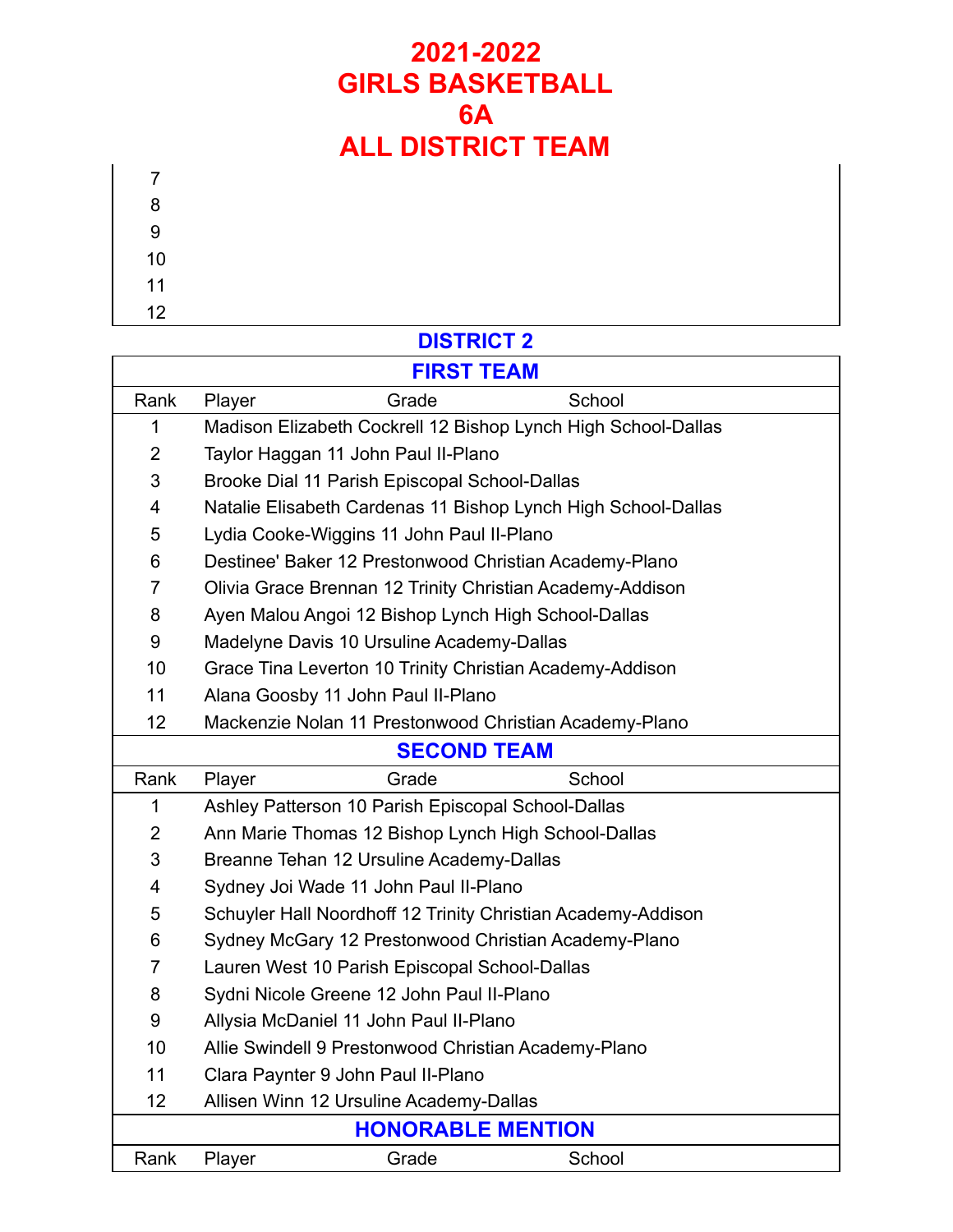# 2021-2022
# GIRLS BASKETBALL
# 6A
# ALL DISTRICT TEAM

| Rank | Player | Grade | School |
|---|---|---|---|
| 7 | | | |
| 8 | | | |
| 9 | | | |
| 10 | | | |
| 11 | | | |
| 12 | | | |

## DISTRICT 2

### FIRST TEAM

| Rank | Player | Grade | School |
|---|---|---|---|
| 1 | Madison Elizabeth Cockrell | 12 | Bishop Lynch High School-Dallas |
| 2 | Taylor Haggan | 11 | John Paul II-Plano |
| 3 | Brooke Dial | 11 | Parish Episcopal School-Dallas |
| 4 | Natalie Elisabeth Cardenas | 11 | Bishop Lynch High School-Dallas |
| 5 | Lydia Cooke-Wiggins | 11 | John Paul II-Plano |
| 6 | Destinee' Baker | 12 | Prestonwood Christian Academy-Plano |
| 7 | Olivia Grace Brennan | 12 | Trinity Christian Academy-Addison |
| 8 | Ayen Malou Angoi | 12 | Bishop Lynch High School-Dallas |
| 9 | Madelyne Davis | 10 | Ursuline Academy-Dallas |
| 10 | Grace Tina Leverton | 10 | Trinity Christian Academy-Addison |
| 11 | Alana Goosby | 11 | John Paul II-Plano |
| 12 | Mackenzie Nolan | 11 | Prestonwood Christian Academy-Plano |

### SECOND TEAM

| Rank | Player | Grade | School |
|---|---|---|---|
| 1 | Ashley Patterson | 10 | Parish Episcopal School-Dallas |
| 2 | Ann Marie Thomas | 12 | Bishop Lynch High School-Dallas |
| 3 | Breanne Tehan | 12 | Ursuline Academy-Dallas |
| 4 | Sydney Joi Wade | 11 | John Paul II-Plano |
| 5 | Schuyler Hall Noordhoff | 12 | Trinity Christian Academy-Addison |
| 6 | Sydney McGary | 12 | Prestonwood Christian Academy-Plano |
| 7 | Lauren West | 10 | Parish Episcopal School-Dallas |
| 8 | Sydni Nicole Greene | 12 | John Paul II-Plano |
| 9 | Allysia McDaniel | 11 | John Paul II-Plano |
| 10 | Allie Swindell | 9 | Prestonwood Christian Academy-Plano |
| 11 | Clara Paynter | 9 | John Paul II-Plano |
| 12 | Allisen Winn | 12 | Ursuline Academy-Dallas |

### HONORABLE MENTION

| Rank | Player | Grade | School |
|---|---|---|---|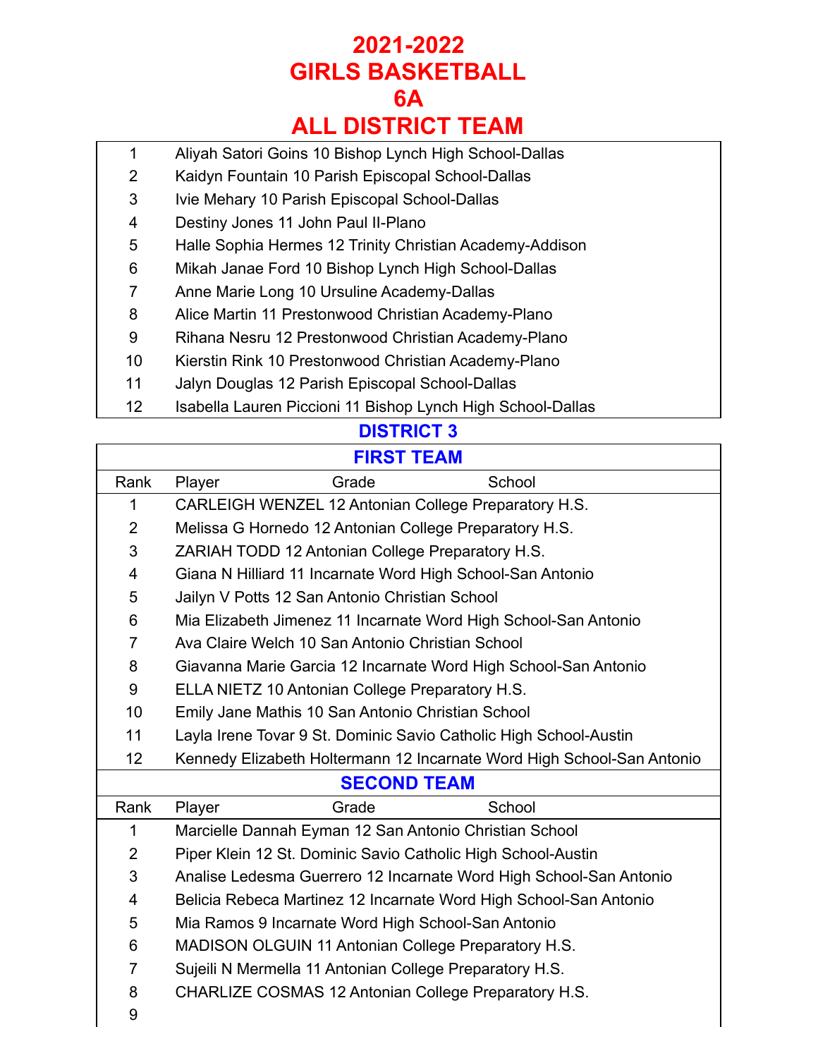# 2021-2022
# GIRLS BASKETBALL
# 6A
# ALL DISTRICT TEAM

| | |
|---|---|
| 1 | Aliyah Satori Goins 10 Bishop Lynch High School-Dallas |
| 2 | Kaidyn Fountain 10 Parish Episcopal School-Dallas |
| 3 | Ivie Mehary 10 Parish Episcopal School-Dallas |
| 4 | Destiny Jones 11 John Paul II-Plano |
| 5 | Halle Sophia Hermes 12 Trinity Christian Academy-Addison |
| 6 | Mikah Janae Ford 10 Bishop Lynch High School-Dallas |
| 7 | Anne Marie Long 10 Ursuline Academy-Dallas |
| 8 | Alice Martin 11 Prestonwood Christian Academy-Plano |
| 9 | Rihana Nesru 12 Prestonwood Christian Academy-Plano |
| 10 | Kierstin Rink 10 Prestonwood Christian Academy-Plano |
| 11 | Jalyn Douglas 12 Parish Episcopal School-Dallas |
| 12 | Isabella Lauren Piccioni 11 Bishop Lynch High School-Dallas |

## DISTRICT 3

### FIRST TEAM

| Rank | Player Grade School |
|---|---|
| 1 | CARLEIGH WENZEL 12 Antonian College Preparatory H.S. |
| 2 | Melissa G Hornedo 12 Antonian College Preparatory H.S. |
| 3 | ZARIAH TODD 12 Antonian College Preparatory H.S. |
| 4 | Giana N Hilliard 11 Incarnate Word High School-San Antonio |
| 5 | Jailyn V Potts 12 San Antonio Christian School |
| 6 | Mia Elizabeth Jimenez 11 Incarnate Word High School-San Antonio |
| 7 | Ava Claire Welch 10 San Antonio Christian School |
| 8 | Giavanna Marie Garcia 12 Incarnate Word High School-San Antonio |
| 9 | ELLA NIETZ 10 Antonian College Preparatory H.S. |
| 10 | Emily Jane Mathis 10 San Antonio Christian School |
| 11 | Layla Irene Tovar 9 St. Dominic Savio Catholic High School-Austin |
| 12 | Kennedy Elizabeth Holtermann 12 Incarnate Word High School-San Antonio |

### SECOND TEAM

| Rank | Player Grade School |
|---|---|
| 1 | Marcielle Dannah Eyman 12 San Antonio Christian School |
| 2 | Piper Klein 12 St. Dominic Savio Catholic High School-Austin |
| 3 | Analise Ledesma Guerrero 12 Incarnate Word High School-San Antonio |
| 4 | Belicia Rebeca Martinez 12 Incarnate Word High School-San Antonio |
| 5 | Mia Ramos 9 Incarnate Word High School-San Antonio |
| 6 | MADISON OLGUIN 11 Antonian College Preparatory H.S. |
| 7 | Sujeili N Mermella 11 Antonian College Preparatory H.S. |
| 8 | CHARLIZE COSMAS 12 Antonian College Preparatory H.S. |
| 9 | |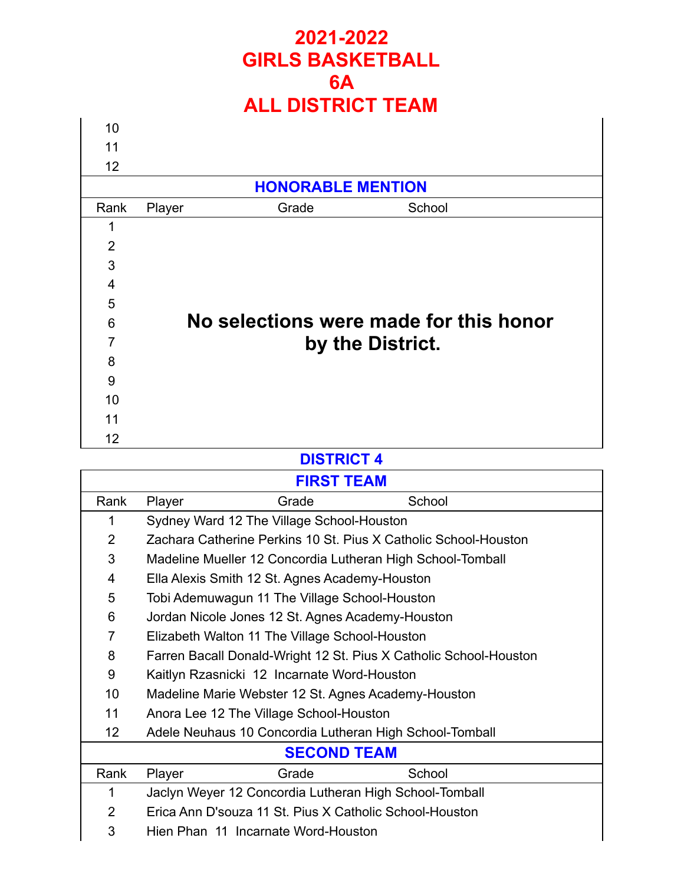# 2021-2022
# GIRLS BASKETBALL
# 6A
# ALL DISTRICT TEAM

| Rank | Player | Grade | School |
|---|---|---|---|
| 10 | | | |
| 11 | | | |
| 12 | | | |

## HONORABLE MENTION

| Rank | Player | Grade | School |
|---|---|---|---|
| 1 | | | |
| 2 | | | |
| 3 | | | |
| 4 | | | |
| 5 | | | |
| 6 | | | |
| 7 | | | |
| 8 | | | |
| 9 | | | |
| 10 | | | |
| 11 | | | |
| 12 | | | |

**No selections were made for this honor by the District.**

## DISTRICT 4

### FIRST TEAM

| Rank | Player | Grade | School |
|---|---|---|---|
| 1 | Sydney Ward | 12 | The Village School-Houston |
| 2 | Zachara Catherine Perkins | 10 | St. Pius X Catholic School-Houston |
| 3 | Madeline Mueller | 12 | Concordia Lutheran High School-Tomball |
| 4 | Ella Alexis Smith | 12 | St. Agnes Academy-Houston |
| 5 | Tobi Ademuwagun | 11 | The Village School-Houston |
| 6 | Jordan Nicole Jones | 12 | St. Agnes Academy-Houston |
| 7 | Elizabeth Walton | 11 | The Village School-Houston |
| 8 | Farren Bacall Donald-Wright | 12 | St. Pius X Catholic School-Houston |
| 9 | Kaitlyn Rzasnicki | 12 | Incarnate Word-Houston |
| 10 | Madeline Marie Webster | 12 | St. Agnes Academy-Houston |
| 11 | Anora Lee | 12 | The Village School-Houston |
| 12 | Adele Neuhaus | 10 | Concordia Lutheran High School-Tomball |

### SECOND TEAM

| Rank | Player | Grade | School |
|---|---|---|---|
| 1 | Jaclyn Weyer | 12 | Concordia Lutheran High School-Tomball |
| 2 | Erica Ann D'souza | 11 | St. Pius X Catholic School-Houston |
| 3 | Hien Phan | 11 | Incarnate Word-Houston |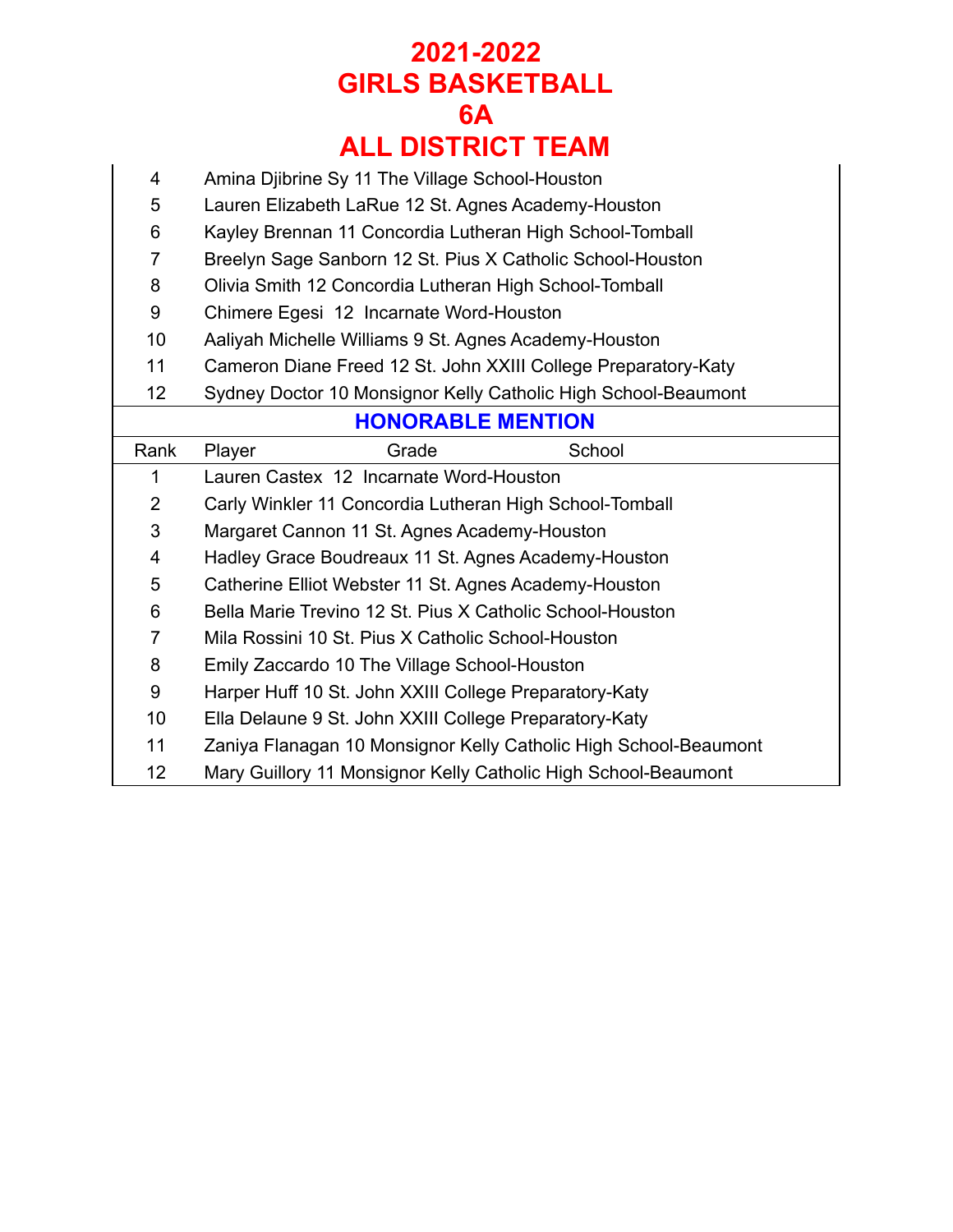# 2021-2022
# GIRLS BASKETBALL
# 6A
# ALL DISTRICT TEAM

| | |
|---|---|
| 4 | Amina Djibrine Sy 11 The Village School-Houston |
| 5 | Lauren Elizabeth LaRue 12 St. Agnes Academy-Houston |
| 6 | Kayley Brennan 11 Concordia Lutheran High School-Tomball |
| 7 | Breelyn Sage Sanborn 12 St. Pius X Catholic School-Houston |
| 8 | Olivia Smith 12 Concordia Lutheran High School-Tomball |
| 9 | Chimere Egesi 12 Incarnate Word-Houston |
| 10 | Aaliyah Michelle Williams 9 St. Agnes Academy-Houston |
| 11 | Cameron Diane Freed 12 St. John XXIII College Preparatory-Katy |
| 12 | Sydney Doctor 10 Monsignor Kelly Catholic High School-Beaumont |

## HONORABLE MENTION

| Rank | Player Grade School |
|---|---|
| 1 | Lauren Castex 12 Incarnate Word-Houston |
| 2 | Carly Winkler 11 Concordia Lutheran High School-Tomball |
| 3 | Margaret Cannon 11 St. Agnes Academy-Houston |
| 4 | Hadley Grace Boudreaux 11 St. Agnes Academy-Houston |
| 5 | Catherine Elliot Webster 11 St. Agnes Academy-Houston |
| 6 | Bella Marie Trevino 12 St. Pius X Catholic School-Houston |
| 7 | Mila Rossini 10 St. Pius X Catholic School-Houston |
| 8 | Emily Zaccardo 10 The Village School-Houston |
| 9 | Harper Huff 10 St. John XXIII College Preparatory-Katy |
| 10 | Ella Delaune 9 St. John XXIII College Preparatory-Katy |
| 11 | Zaniya Flanagan 10 Monsignor Kelly Catholic High School-Beaumont |
| 12 | Mary Guillory 11 Monsignor Kelly Catholic High School-Beaumont |